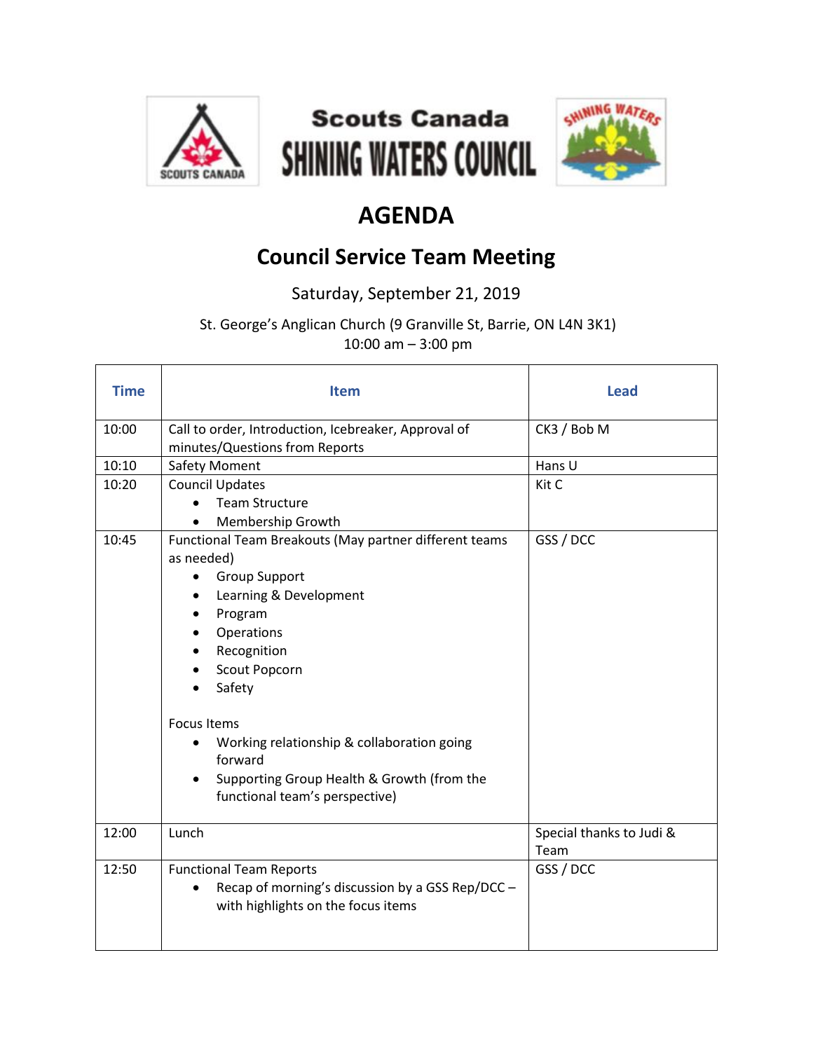Scouts Canada

SHINING WATERS COUNCIL

# AGENDA

## Council Service Team Meeting

Saturday, September 21, 2019

St. George's Anglican Church (9 Granville St, Barrie, ON L4N 3K1)
10:00 am – 3:00 pm

| Time | Item | Lead |
|---|---|---|
| 10:00 | Call to order, Introduction, Icebreaker, Approval of minutes/Questions from Reports | CK3 / Bob M |
| 10:10 | Safety Moment | Hans U |
| 10:20 | Council Updates<br>• Team Structure<br>• Membership Growth | Kit C |
| 10:45 | Functional Team Breakouts (May partner different teams as needed)<br>• Group Support<br>• Learning & Development<br>• Program<br>• Operations<br>• Recognition<br>• Scout Popcorn<br>• Safety<br><br>Focus Items<br>• Working relationship & collaboration going forward<br>• Supporting Group Health & Growth (from the functional team's perspective) | GSS / DCC |
| 12:00 | Lunch | Special thanks to Judi & Team |
| 12:50 | Functional Team Reports<br>• Recap of morning's discussion by a GSS Rep/DCC – with highlights on the focus items | GSS / DCC |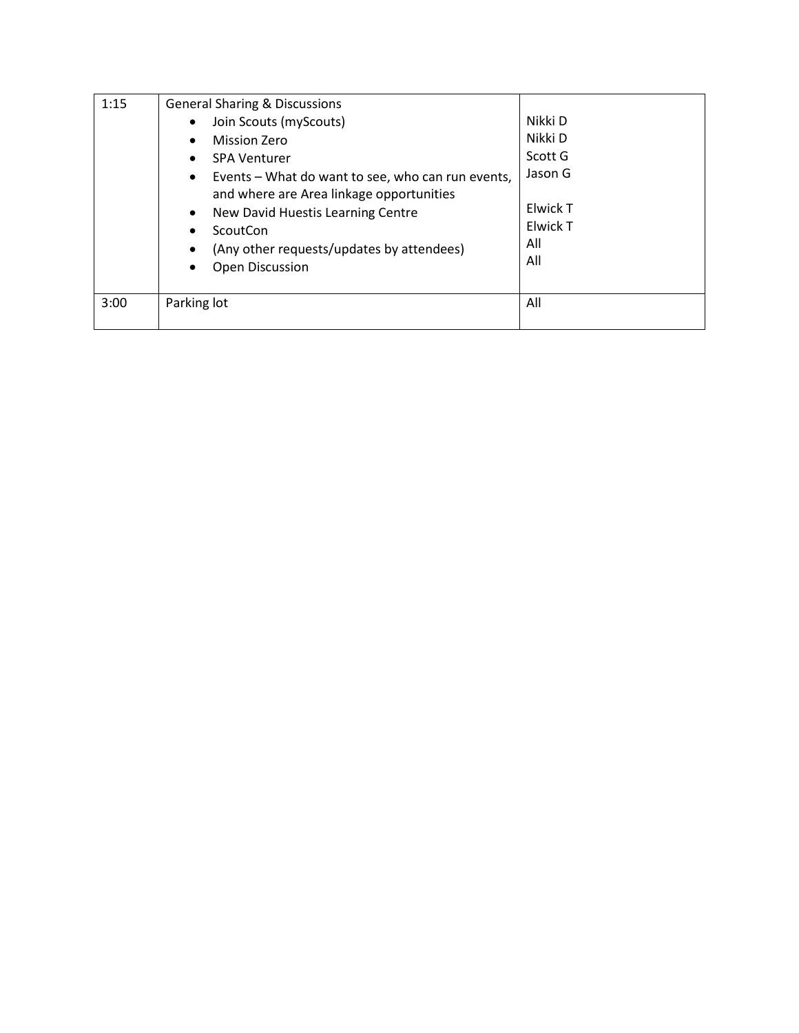| | | |
|---|---|---|
| 1:15 | General Sharing & Discussions<br>• Join Scouts (myScouts)<br>• Mission Zero<br>• SPA Venturer<br>• Events – What do want to see, who can run events, and where are Area linkage opportunities<br>• New David Huestis Learning Centre<br>• ScoutCon<br>• (Any other requests/updates by attendees)<br>• Open Discussion | Nikki D<br>Nikki D<br>Scott G<br>Jason G<br><br>Elwick T<br>Elwick T<br>All<br>All |
| 3:00 | Parking lot | All |